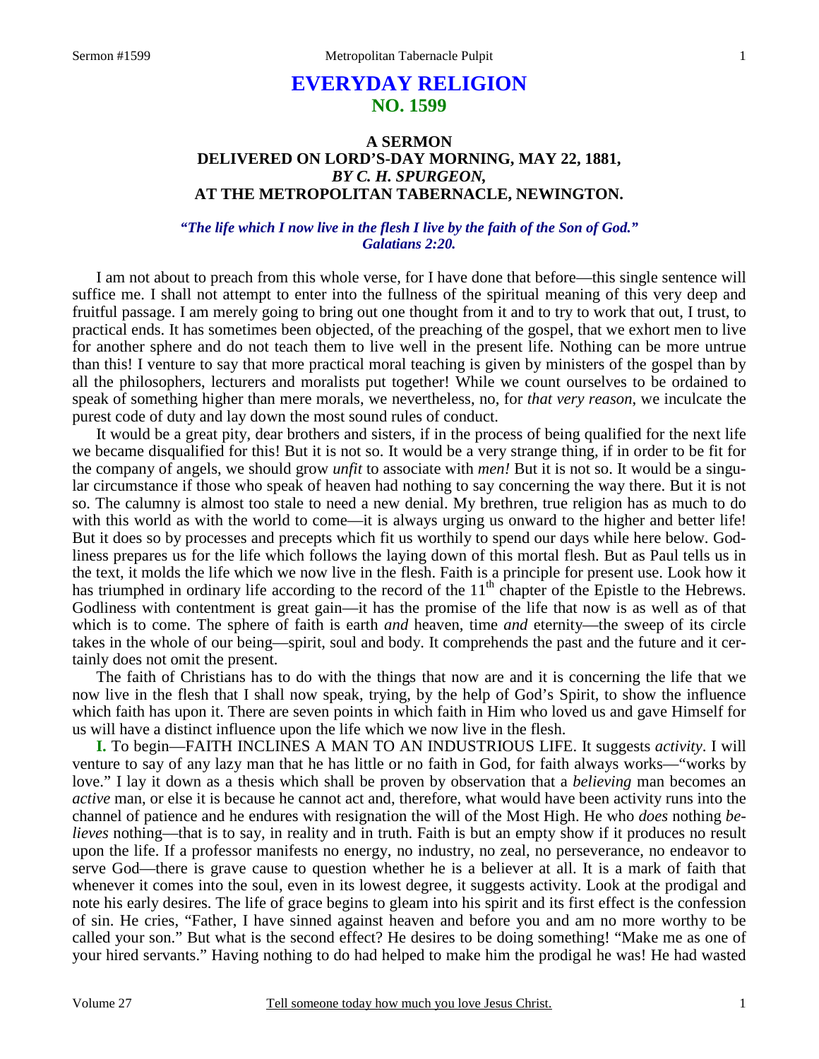# EVERYDAY RELIGION
## NO. 1599

### A SERMON
### DELIVERED ON LORD'S-DAY MORNING, MAY 22, 1881,
### *BY C. H. SPURGEON,*
### AT THE METROPOLITAN TABERNACLE, NEWINGTON.

***"The life which I now live in the flesh I live by the faith of the Son of God." Galatians 2:20.***

I am not about to preach from this whole verse, for I have done that before—this single sentence will suffice me. I shall not attempt to enter into the fullness of the spiritual meaning of this very deep and fruitful passage. I am merely going to bring out one thought from it and to try to work that out, I trust, to practical ends. It has sometimes been objected, of the preaching of the gospel, that we exhort men to live for another sphere and do not teach them to live well in the present life. Nothing can be more untrue than this! I venture to say that more practical moral teaching is given by ministers of the gospel than by all the philosophers, lecturers and moralists put together! While we count ourselves to be ordained to speak of something higher than mere morals, we nevertheless, no, for *that very reason*, we inculcate the purest code of duty and lay down the most sound rules of conduct.

It would be a great pity, dear brothers and sisters, if in the process of being qualified for the next life we became disqualified for this! But it is not so. It would be a very strange thing, if in order to be fit for the company of angels, we should grow *unfit* to associate with *men!* But it is not so. It would be a singular circumstance if those who speak of heaven had nothing to say concerning the way there. But it is not so. The calumny is almost too stale to need a new denial. My brethren, true religion has as much to do with this world as with the world to come—it is always urging us onward to the higher and better life! But it does so by processes and precepts which fit us worthily to spend our days while here below. Godliness prepares us for the life which follows the laying down of this mortal flesh. But as Paul tells us in the text, it molds the life which we now live in the flesh. Faith is a principle for present use. Look how it has triumphed in ordinary life according to the record of the 11th chapter of the Epistle to the Hebrews. Godliness with contentment is great gain—it has the promise of the life that now is as well as of that which is to come. The sphere of faith is earth *and* heaven, time *and* eternity—the sweep of its circle takes in the whole of our being—spirit, soul and body. It comprehends the past and the future and it certainly does not omit the present.

The faith of Christians has to do with the things that now are and it is concerning the life that we now live in the flesh that I shall now speak, trying, by the help of God's Spirit, to show the influence which faith has upon it. There are seven points in which faith in Him who loved us and gave Himself for us will have a distinct influence upon the life which we now live in the flesh.

**I.** To begin—FAITH INCLINES A MAN TO AN INDUSTRIOUS LIFE. It suggests *activity*. I will venture to say of any lazy man that he has little or no faith in God, for faith always works—"works by love." I lay it down as a thesis which shall be proven by observation that a *believing* man becomes an *active* man, or else it is because he cannot act and, therefore, what would have been activity runs into the channel of patience and he endures with resignation the will of the Most High. He who *does* nothing *believes* nothing—that is to say, in reality and in truth. Faith is but an empty show if it produces no result upon the life. If a professor manifests no energy, no industry, no zeal, no perseverance, no endeavor to serve God—there is grave cause to question whether he is a believer at all. It is a mark of faith that whenever it comes into the soul, even in its lowest degree, it suggests activity. Look at the prodigal and note his early desires. The life of grace begins to gleam into his spirit and its first effect is the confession of sin. He cries, "Father, I have sinned against heaven and before you and am no more worthy to be called your son." But what is the second effect? He desires to be doing something! "Make me as one of your hired servants." Having nothing to do had helped to make him the prodigal he was! He had wasted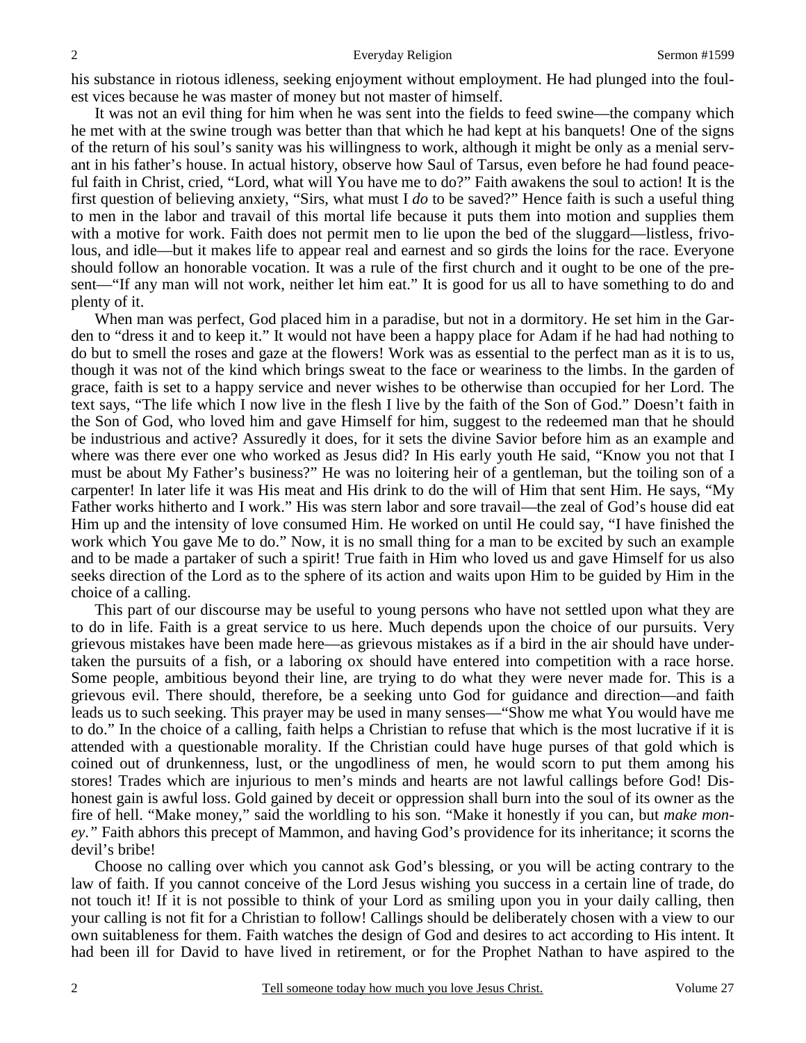his substance in riotous idleness, seeking enjoyment without employment. He had plunged into the foulest vices because he was master of money but not master of himself.

It was not an evil thing for him when he was sent into the fields to feed swine—the company which he met with at the swine trough was better than that which he had kept at his banquets! One of the signs of the return of his soul's sanity was his willingness to work, although it might be only as a menial servant in his father's house. In actual history, observe how Saul of Tarsus, even before he had found peaceful faith in Christ, cried, "Lord, what will You have me to do?" Faith awakens the soul to action! It is the first question of believing anxiety, "Sirs, what must I *do* to be saved?" Hence faith is such a useful thing to men in the labor and travail of this mortal life because it puts them into motion and supplies them with a motive for work. Faith does not permit men to lie upon the bed of the sluggard—listless, frivolous, and idle—but it makes life to appear real and earnest and so girds the loins for the race. Everyone should follow an honorable vocation. It was a rule of the first church and it ought to be one of the present—"If any man will not work, neither let him eat." It is good for us all to have something to do and plenty of it.

When man was perfect, God placed him in a paradise, but not in a dormitory. He set him in the Garden to "dress it and to keep it." It would not have been a happy place for Adam if he had had nothing to do but to smell the roses and gaze at the flowers! Work was as essential to the perfect man as it is to us, though it was not of the kind which brings sweat to the face or weariness to the limbs. In the garden of grace, faith is set to a happy service and never wishes to be otherwise than occupied for her Lord. The text says, "The life which I now live in the flesh I live by the faith of the Son of God." Doesn't faith in the Son of God, who loved him and gave Himself for him, suggest to the redeemed man that he should be industrious and active? Assuredly it does, for it sets the divine Savior before him as an example and where was there ever one who worked as Jesus did? In His early youth He said, "Know you not that I must be about My Father's business?" He was no loitering heir of a gentleman, but the toiling son of a carpenter! In later life it was His meat and His drink to do the will of Him that sent Him. He says, "My Father works hitherto and I work." His was stern labor and sore travail—the zeal of God's house did eat Him up and the intensity of love consumed Him. He worked on until He could say, "I have finished the work which You gave Me to do." Now, it is no small thing for a man to be excited by such an example and to be made a partaker of such a spirit! True faith in Him who loved us and gave Himself for us also seeks direction of the Lord as to the sphere of its action and waits upon Him to be guided by Him in the choice of a calling.

This part of our discourse may be useful to young persons who have not settled upon what they are to do in life. Faith is a great service to us here. Much depends upon the choice of our pursuits. Very grievous mistakes have been made here—as grievous mistakes as if a bird in the air should have undertaken the pursuits of a fish, or a laboring ox should have entered into competition with a race horse. Some people, ambitious beyond their line, are trying to do what they were never made for. This is a grievous evil. There should, therefore, be a seeking unto God for guidance and direction—and faith leads us to such seeking. This prayer may be used in many senses—"Show me what You would have me to do." In the choice of a calling, faith helps a Christian to refuse that which is the most lucrative if it is attended with a questionable morality. If the Christian could have huge purses of that gold which is coined out of drunkenness, lust, or the ungodliness of men, he would scorn to put them among his stores! Trades which are injurious to men's minds and hearts are not lawful callings before God! Dishonest gain is awful loss. Gold gained by deceit or oppression shall burn into the soul of its owner as the fire of hell. "Make money," said the worldling to his son. "Make it honestly if you can, but *make money.*" Faith abhors this precept of Mammon, and having God's providence for its inheritance; it scorns the devil's bribe!

Choose no calling over which you cannot ask God's blessing, or you will be acting contrary to the law of faith. If you cannot conceive of the Lord Jesus wishing you success in a certain line of trade, do not touch it! If it is not possible to think of your Lord as smiling upon you in your daily calling, then your calling is not fit for a Christian to follow! Callings should be deliberately chosen with a view to our own suitableness for them. Faith watches the design of God and desires to act according to His intent. It had been ill for David to have lived in retirement, or for the Prophet Nathan to have aspired to the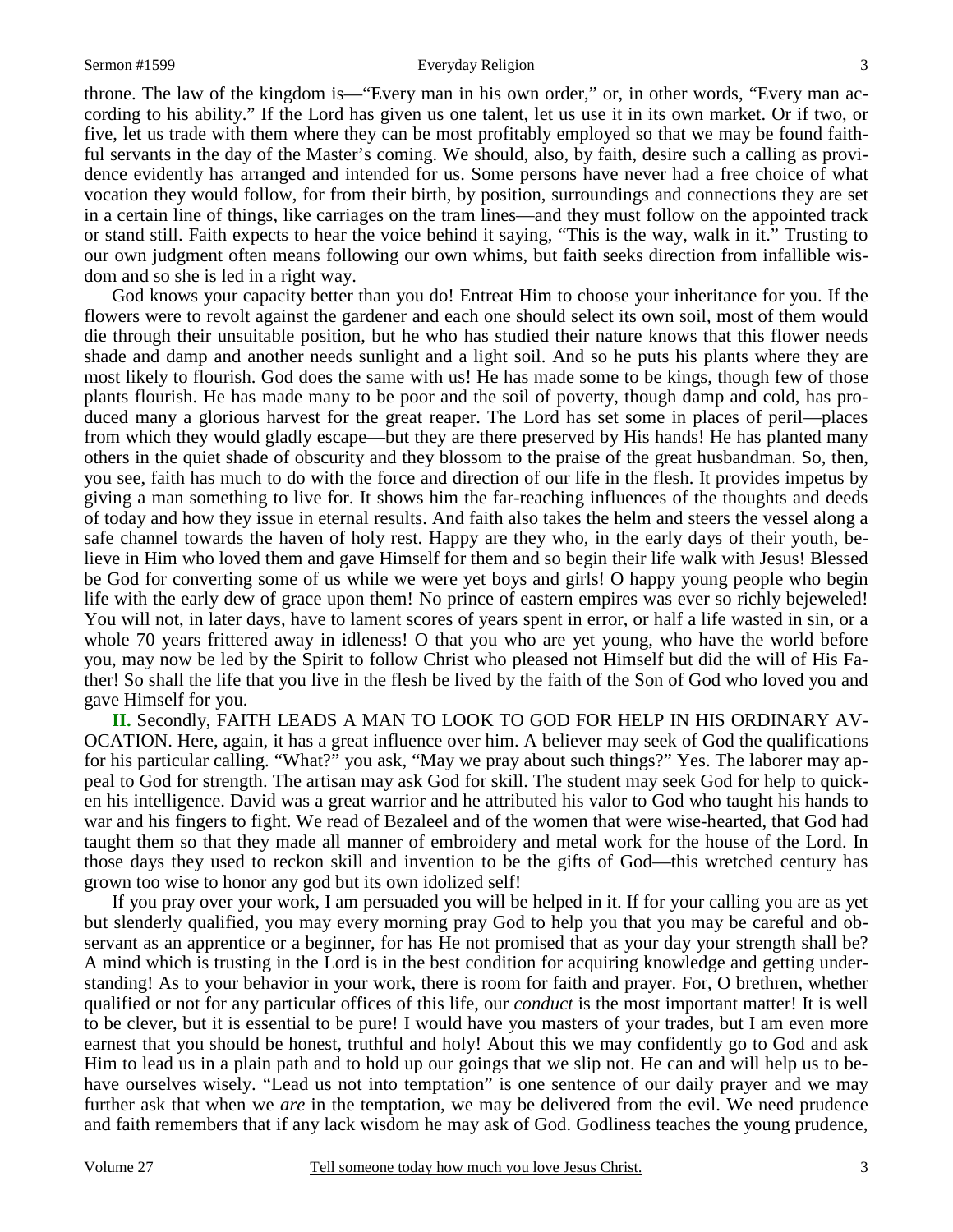throne. The law of the kingdom is—"Every man in his own order," or, in other words, "Every man according to his ability." If the Lord has given us one talent, let us use it in its own market. Or if two, or five, let us trade with them where they can be most profitably employed so that we may be found faithful servants in the day of the Master's coming. We should, also, by faith, desire such a calling as providence evidently has arranged and intended for us. Some persons have never had a free choice of what vocation they would follow, for from their birth, by position, surroundings and connections they are set in a certain line of things, like carriages on the tram lines—and they must follow on the appointed track or stand still. Faith expects to hear the voice behind it saying, "This is the way, walk in it." Trusting to our own judgment often means following our own whims, but faith seeks direction from infallible wisdom and so she is led in a right way.

God knows your capacity better than you do! Entreat Him to choose your inheritance for you. If the flowers were to revolt against the gardener and each one should select its own soil, most of them would die through their unsuitable position, but he who has studied their nature knows that this flower needs shade and damp and another needs sunlight and a light soil. And so he puts his plants where they are most likely to flourish. God does the same with us! He has made some to be kings, though few of those plants flourish. He has made many to be poor and the soil of poverty, though damp and cold, has produced many a glorious harvest for the great reaper. The Lord has set some in places of peril—places from which they would gladly escape—but they are there preserved by His hands! He has planted many others in the quiet shade of obscurity and they blossom to the praise of the great husbandman. So, then, you see, faith has much to do with the force and direction of our life in the flesh. It provides impetus by giving a man something to live for. It shows him the far-reaching influences of the thoughts and deeds of today and how they issue in eternal results. And faith also takes the helm and steers the vessel along a safe channel towards the haven of holy rest. Happy are they who, in the early days of their youth, believe in Him who loved them and gave Himself for them and so begin their life walk with Jesus! Blessed be God for converting some of us while we were yet boys and girls! O happy young people who begin life with the early dew of grace upon them! No prince of eastern empires was ever so richly bejeweled! You will not, in later days, have to lament scores of years spent in error, or half a life wasted in sin, or a whole 70 years frittered away in idleness! O that you who are yet young, who have the world before you, may now be led by the Spirit to follow Christ who pleased not Himself but did the will of His Father! So shall the life that you live in the flesh be lived by the faith of the Son of God who loved you and gave Himself for you.

**II.** Secondly, FAITH LEADS A MAN TO LOOK TO GOD FOR HELP IN HIS ORDINARY AVOCATION. Here, again, it has a great influence over him. A believer may seek of God the qualifications for his particular calling. "What?" you ask, "May we pray about such things?" Yes. The laborer may appeal to God for strength. The artisan may ask God for skill. The student may seek God for help to quicken his intelligence. David was a great warrior and he attributed his valor to God who taught his hands to war and his fingers to fight. We read of Bezaleel and of the women that were wise-hearted, that God had taught them so that they made all manner of embroidery and metal work for the house of the Lord. In those days they used to reckon skill and invention to be the gifts of God—this wretched century has grown too wise to honor any god but its own idolized self!

If you pray over your work, I am persuaded you will be helped in it. If for your calling you are as yet but slenderly qualified, you may every morning pray God to help you that you may be careful and observant as an apprentice or a beginner, for has He not promised that as your day your strength shall be? A mind which is trusting in the Lord is in the best condition for acquiring knowledge and getting understanding! As to your behavior in your work, there is room for faith and prayer. For, O brethren, whether qualified or not for any particular offices of this life, our *conduct* is the most important matter! It is well to be clever, but it is essential to be pure! I would have you masters of your trades, but I am even more earnest that you should be honest, truthful and holy! About this we may confidently go to God and ask Him to lead us in a plain path and to hold up our goings that we slip not. He can and will help us to behave ourselves wisely. "Lead us not into temptation" is one sentence of our daily prayer and we may further ask that when we *are* in the temptation, we may be delivered from the evil. We need prudence and faith remembers that if any lack wisdom he may ask of God. Godliness teaches the young prudence,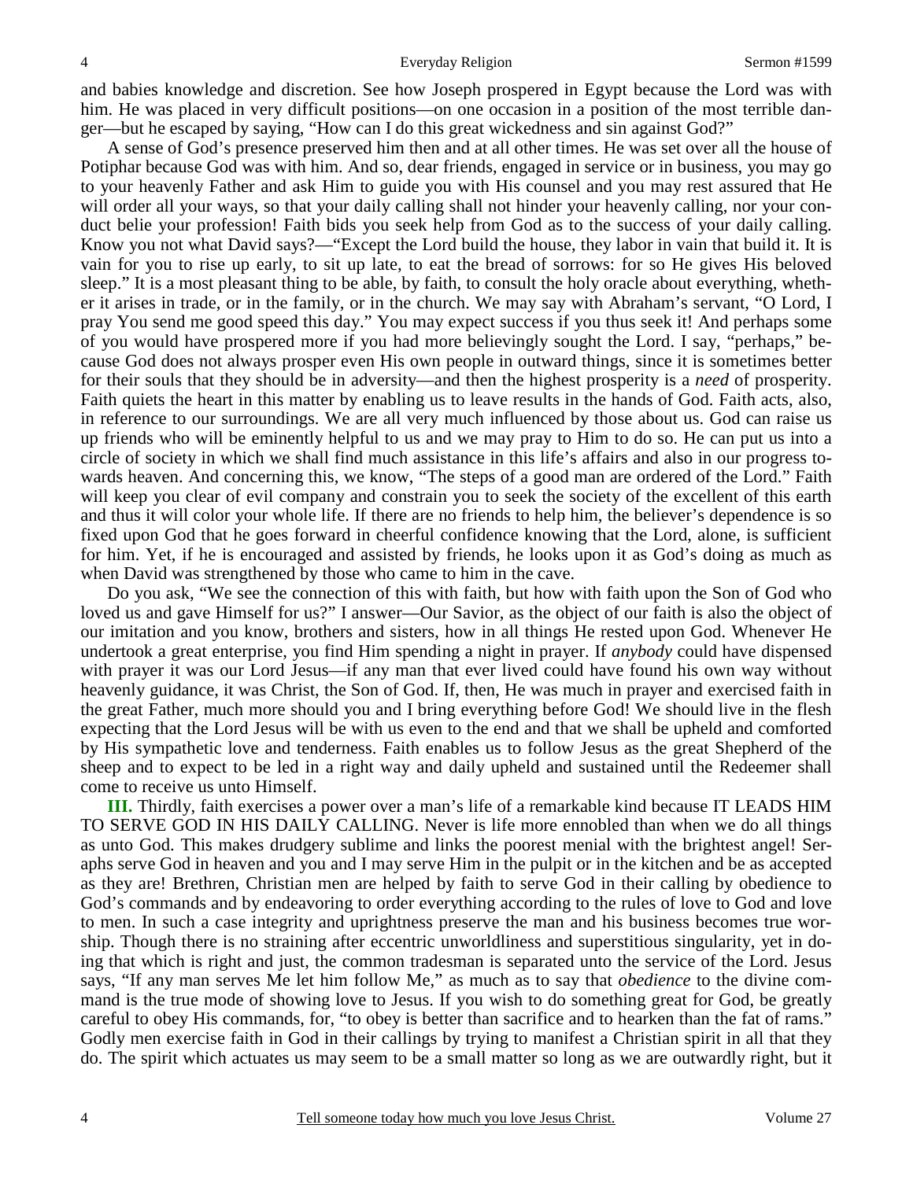and babies knowledge and discretion. See how Joseph prospered in Egypt because the Lord was with him. He was placed in very difficult positions—on one occasion in a position of the most terrible danger—but he escaped by saying, "How can I do this great wickedness and sin against God?"

A sense of God's presence preserved him then and at all other times. He was set over all the house of Potiphar because God was with him. And so, dear friends, engaged in service or in business, you may go to your heavenly Father and ask Him to guide you with His counsel and you may rest assured that He will order all your ways, so that your daily calling shall not hinder your heavenly calling, nor your conduct belie your profession! Faith bids you seek help from God as to the success of your daily calling. Know you not what David says?—"Except the Lord build the house, they labor in vain that build it. It is vain for you to rise up early, to sit up late, to eat the bread of sorrows: for so He gives His beloved sleep." It is a most pleasant thing to be able, by faith, to consult the holy oracle about everything, whether it arises in trade, or in the family, or in the church. We may say with Abraham's servant, "O Lord, I pray You send me good speed this day." You may expect success if you thus seek it! And perhaps some of you would have prospered more if you had more believingly sought the Lord. I say, "perhaps," because God does not always prosper even His own people in outward things, since it is sometimes better for their souls that they should be in adversity—and then the highest prosperity is a *need* of prosperity. Faith quiets the heart in this matter by enabling us to leave results in the hands of God. Faith acts, also, in reference to our surroundings. We are all very much influenced by those about us. God can raise us up friends who will be eminently helpful to us and we may pray to Him to do so. He can put us into a circle of society in which we shall find much assistance in this life's affairs and also in our progress towards heaven. And concerning this, we know, "The steps of a good man are ordered of the Lord." Faith will keep you clear of evil company and constrain you to seek the society of the excellent of this earth and thus it will color your whole life. If there are no friends to help him, the believer's dependence is so fixed upon God that he goes forward in cheerful confidence knowing that the Lord, alone, is sufficient for him. Yet, if he is encouraged and assisted by friends, he looks upon it as God's doing as much as when David was strengthened by those who came to him in the cave.

Do you ask, "We see the connection of this with faith, but how with faith upon the Son of God who loved us and gave Himself for us?" I answer—Our Savior, as the object of our faith is also the object of our imitation and you know, brothers and sisters, how in all things He rested upon God. Whenever He undertook a great enterprise, you find Him spending a night in prayer. If *anybody* could have dispensed with prayer it was our Lord Jesus—if any man that ever lived could have found his own way without heavenly guidance, it was Christ, the Son of God. If, then, He was much in prayer and exercised faith in the great Father, much more should you and I bring everything before God! We should live in the flesh expecting that the Lord Jesus will be with us even to the end and that we shall be upheld and comforted by His sympathetic love and tenderness. Faith enables us to follow Jesus as the great Shepherd of the sheep and to expect to be led in a right way and daily upheld and sustained until the Redeemer shall come to receive us unto Himself.

**III.** Thirdly, faith exercises a power over a man's life of a remarkable kind because IT LEADS HIM TO SERVE GOD IN HIS DAILY CALLING. Never is life more ennobled than when we do all things as unto God. This makes drudgery sublime and links the poorest menial with the brightest angel! Seraphs serve God in heaven and you and I may serve Him in the pulpit or in the kitchen and be as accepted as they are! Brethren, Christian men are helped by faith to serve God in their calling by obedience to God's commands and by endeavoring to order everything according to the rules of love to God and love to men. In such a case integrity and uprightness preserve the man and his business becomes true worship. Though there is no straining after eccentric unworldliness and superstitious singularity, yet in doing that which is right and just, the common tradesman is separated unto the service of the Lord. Jesus says, "If any man serves Me let him follow Me," as much as to say that *obedience* to the divine command is the true mode of showing love to Jesus. If you wish to do something great for God, be greatly careful to obey His commands, for, "to obey is better than sacrifice and to hearken than the fat of rams." Godly men exercise faith in God in their callings by trying to manifest a Christian spirit in all that they do. The spirit which actuates us may seem to be a small matter so long as we are outwardly right, but it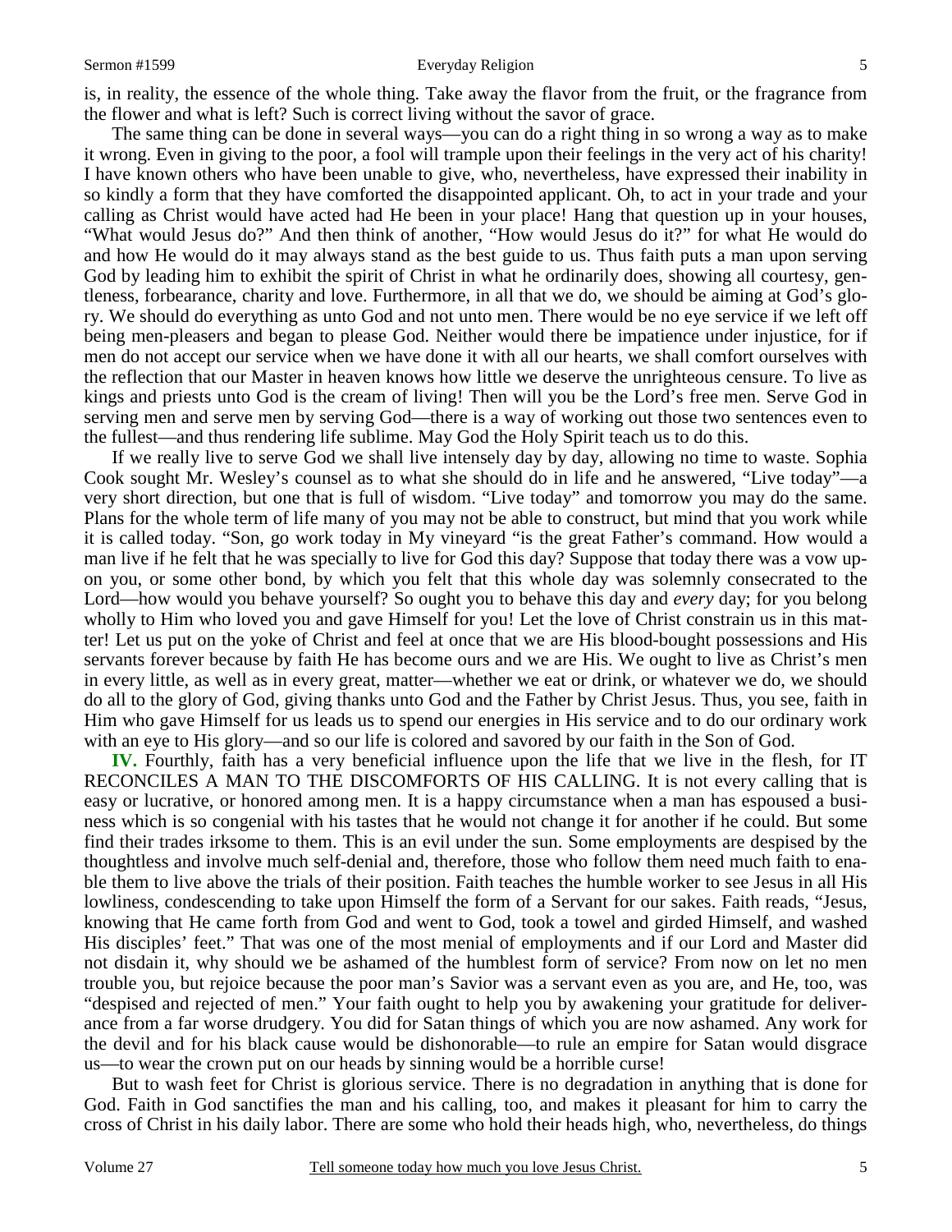is, in reality, the essence of the whole thing. Take away the flavor from the fruit, or the fragrance from the flower and what is left? Such is correct living without the savor of grace.

The same thing can be done in several ways—you can do a right thing in so wrong a way as to make it wrong. Even in giving to the poor, a fool will trample upon their feelings in the very act of his charity! I have known others who have been unable to give, who, nevertheless, have expressed their inability in so kindly a form that they have comforted the disappointed applicant. Oh, to act in your trade and your calling as Christ would have acted had He been in your place! Hang that question up in your houses, "What would Jesus do?" And then think of another, "How would Jesus do it?" for what He would do and how He would do it may always stand as the best guide to us. Thus faith puts a man upon serving God by leading him to exhibit the spirit of Christ in what he ordinarily does, showing all courtesy, gentleness, forbearance, charity and love. Furthermore, in all that we do, we should be aiming at God's glory. We should do everything as unto God and not unto men. There would be no eye service if we left off being men-pleasers and began to please God. Neither would there be impatience under injustice, for if men do not accept our service when we have done it with all our hearts, we shall comfort ourselves with the reflection that our Master in heaven knows how little we deserve the unrighteous censure. To live as kings and priests unto God is the cream of living! Then will you be the Lord's free men. Serve God in serving men and serve men by serving God—there is a way of working out those two sentences even to the fullest—and thus rendering life sublime. May God the Holy Spirit teach us to do this.

If we really live to serve God we shall live intensely day by day, allowing no time to waste. Sophia Cook sought Mr. Wesley's counsel as to what she should do in life and he answered, "Live today"—a very short direction, but one that is full of wisdom. "Live today" and tomorrow you may do the same. Plans for the whole term of life many of you may not be able to construct, but mind that you work while it is called today. "Son, go work today in My vineyard "is the great Father's command. How would a man live if he felt that he was specially to live for God this day? Suppose that today there was a vow upon you, or some other bond, by which you felt that this whole day was solemnly consecrated to the Lord—how would you behave yourself? So ought you to behave this day and *every* day; for you belong wholly to Him who loved you and gave Himself for you! Let the love of Christ constrain us in this matter! Let us put on the yoke of Christ and feel at once that we are His blood-bought possessions and His servants forever because by faith He has become ours and we are His. We ought to live as Christ's men in every little, as well as in every great, matter—whether we eat or drink, or whatever we do, we should do all to the glory of God, giving thanks unto God and the Father by Christ Jesus. Thus, you see, faith in Him who gave Himself for us leads us to spend our energies in His service and to do our ordinary work with an eye to His glory—and so our life is colored and savored by our faith in the Son of God.

**IV.** Fourthly, faith has a very beneficial influence upon the life that we live in the flesh, for IT RECONCILES A MAN TO THE DISCOMFORTS OF HIS CALLING. It is not every calling that is easy or lucrative, or honored among men. It is a happy circumstance when a man has espoused a business which is so congenial with his tastes that he would not change it for another if he could. But some find their trades irksome to them. This is an evil under the sun. Some employments are despised by the thoughtless and involve much self-denial and, therefore, those who follow them need much faith to enable them to live above the trials of their position. Faith teaches the humble worker to see Jesus in all His lowliness, condescending to take upon Himself the form of a Servant for our sakes. Faith reads, "Jesus, knowing that He came forth from God and went to God, took a towel and girded Himself, and washed His disciples' feet." That was one of the most menial of employments and if our Lord and Master did not disdain it, why should we be ashamed of the humblest form of service? From now on let no men trouble you, but rejoice because the poor man's Savior was a servant even as you are, and He, too, was "despised and rejected of men." Your faith ought to help you by awakening your gratitude for deliverance from a far worse drudgery. You did for Satan things of which you are now ashamed. Any work for the devil and for his black cause would be dishonorable—to rule an empire for Satan would disgrace us—to wear the crown put on our heads by sinning would be a horrible curse!

But to wash feet for Christ is glorious service. There is no degradation in anything that is done for God. Faith in God sanctifies the man and his calling, too, and makes it pleasant for him to carry the cross of Christ in his daily labor. There are some who hold their heads high, who, nevertheless, do things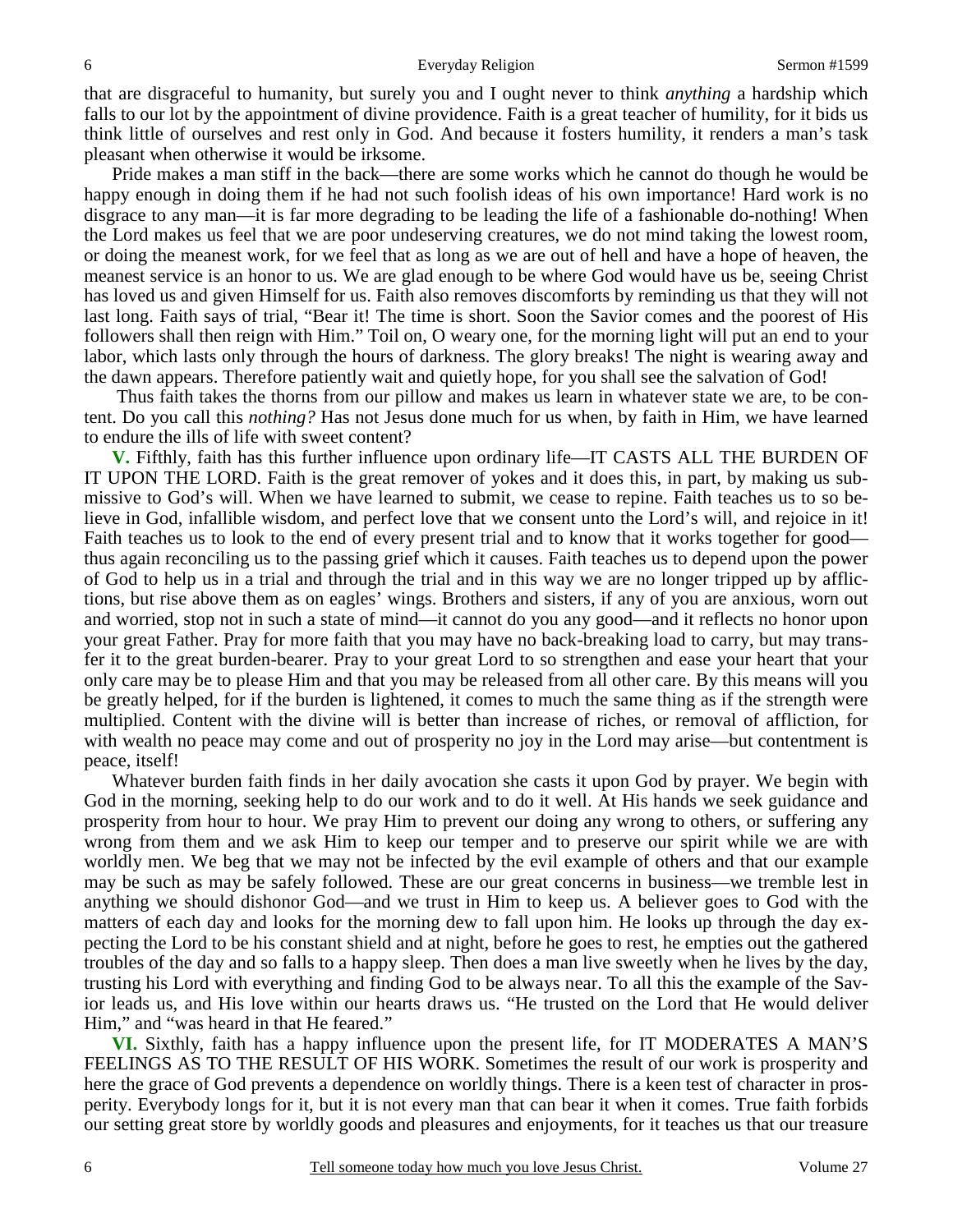that are disgraceful to humanity, but surely you and I ought never to think *anything* a hardship which falls to our lot by the appointment of divine providence. Faith is a great teacher of humility, for it bids us think little of ourselves and rest only in God. And because it fosters humility, it renders a man's task pleasant when otherwise it would be irksome.

Pride makes a man stiff in the back—there are some works which he cannot do though he would be happy enough in doing them if he had not such foolish ideas of his own importance! Hard work is no disgrace to any man—it is far more degrading to be leading the life of a fashionable do-nothing! When the Lord makes us feel that we are poor undeserving creatures, we do not mind taking the lowest room, or doing the meanest work, for we feel that as long as we are out of hell and have a hope of heaven, the meanest service is an honor to us. We are glad enough to be where God would have us be, seeing Christ has loved us and given Himself for us. Faith also removes discomforts by reminding us that they will not last long. Faith says of trial, "Bear it! The time is short. Soon the Savior comes and the poorest of His followers shall then reign with Him." Toil on, O weary one, for the morning light will put an end to your labor, which lasts only through the hours of darkness. The glory breaks! The night is wearing away and the dawn appears. Therefore patiently wait and quietly hope, for you shall see the salvation of God!

Thus faith takes the thorns from our pillow and makes us learn in whatever state we are, to be content. Do you call this *nothing?* Has not Jesus done much for us when, by faith in Him, we have learned to endure the ills of life with sweet content?

**V.** Fifthly, faith has this further influence upon ordinary life—IT CASTS ALL THE BURDEN OF IT UPON THE LORD. Faith is the great remover of yokes and it does this, in part, by making us submissive to God's will. When we have learned to submit, we cease to repine. Faith teaches us to so believe in God, infallible wisdom, and perfect love that we consent unto the Lord's will, and rejoice in it! Faith teaches us to look to the end of every present trial and to know that it works together for good—thus again reconciling us to the passing grief which it causes. Faith teaches us to depend upon the power of God to help us in a trial and through the trial and in this way we are no longer tripped up by afflictions, but rise above them as on eagles' wings. Brothers and sisters, if any of you are anxious, worn out and worried, stop not in such a state of mind—it cannot do you any good—and it reflects no honor upon your great Father. Pray for more faith that you may have no back-breaking load to carry, but may transfer it to the great burden-bearer. Pray to your great Lord to so strengthen and ease your heart that your only care may be to please Him and that you may be released from all other care. By this means will you be greatly helped, for if the burden is lightened, it comes to much the same thing as if the strength were multiplied. Content with the divine will is better than increase of riches, or removal of affliction, for with wealth no peace may come and out of prosperity no joy in the Lord may arise—but contentment is peace, itself!

Whatever burden faith finds in her daily avocation she casts it upon God by prayer. We begin with God in the morning, seeking help to do our work and to do it well. At His hands we seek guidance and prosperity from hour to hour. We pray Him to prevent our doing any wrong to others, or suffering any wrong from them and we ask Him to keep our temper and to preserve our spirit while we are with worldly men. We beg that we may not be infected by the evil example of others and that our example may be such as may be safely followed. These are our great concerns in business—we tremble lest in anything we should dishonor God—and we trust in Him to keep us. A believer goes to God with the matters of each day and looks for the morning dew to fall upon him. He looks up through the day expecting the Lord to be his constant shield and at night, before he goes to rest, he empties out the gathered troubles of the day and so falls to a happy sleep. Then does a man live sweetly when he lives by the day, trusting his Lord with everything and finding God to be always near. To all this the example of the Savior leads us, and His love within our hearts draws us. "He trusted on the Lord that He would deliver Him," and "was heard in that He feared."

**VI.** Sixthly, faith has a happy influence upon the present life, for IT MODERATES A MAN'S FEELINGS AS TO THE RESULT OF HIS WORK. Sometimes the result of our work is prosperity and here the grace of God prevents a dependence on worldly things. There is a keen test of character in prosperity. Everybody longs for it, but it is not every man that can bear it when it comes. True faith forbids our setting great store by worldly goods and pleasures and enjoyments, for it teaches us that our treasure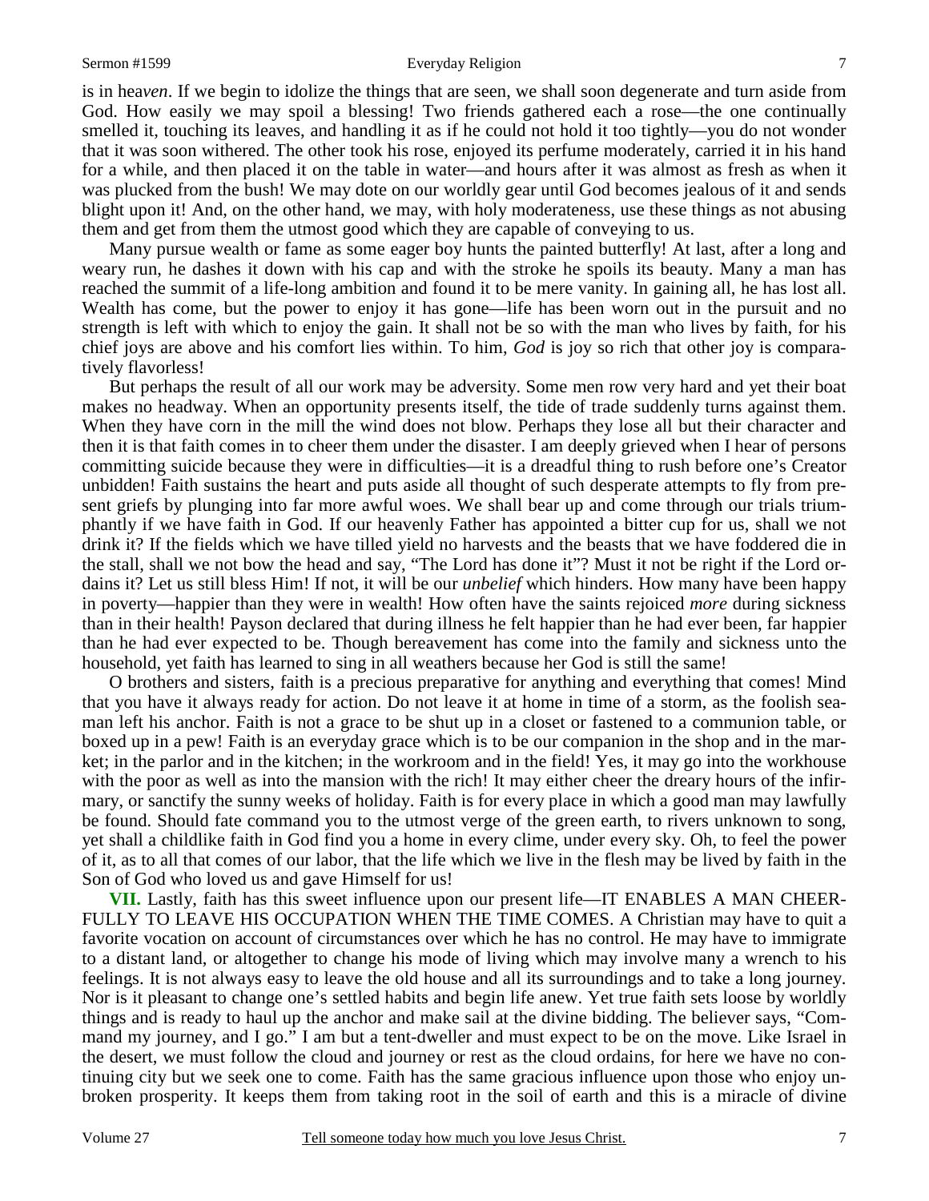is in hea*ven*. If we begin to idolize the things that are seen, we shall soon degenerate and turn aside from God. How easily we may spoil a blessing! Two friends gathered each a rose—the one continually smelled it, touching its leaves, and handling it as if he could not hold it too tightly—you do not wonder that it was soon withered. The other took his rose, enjoyed its perfume moderately, carried it in his hand for a while, and then placed it on the table in water—and hours after it was almost as fresh as when it was plucked from the bush! We may dote on our worldly gear until God becomes jealous of it and sends blight upon it! And, on the other hand, we may, with holy moderateness, use these things as not abusing them and get from them the utmost good which they are capable of conveying to us.

Many pursue wealth or fame as some eager boy hunts the painted butterfly! At last, after a long and weary run, he dashes it down with his cap and with the stroke he spoils its beauty. Many a man has reached the summit of a life-long ambition and found it to be mere vanity. In gaining all, he has lost all. Wealth has come, but the power to enjoy it has gone—life has been worn out in the pursuit and no strength is left with which to enjoy the gain. It shall not be so with the man who lives by faith, for his chief joys are above and his comfort lies within. To him, *God* is joy so rich that other joy is comparatively flavorless!

But perhaps the result of all our work may be adversity. Some men row very hard and yet their boat makes no headway. When an opportunity presents itself, the tide of trade suddenly turns against them. When they have corn in the mill the wind does not blow. Perhaps they lose all but their character and then it is that faith comes in to cheer them under the disaster. I am deeply grieved when I hear of persons committing suicide because they were in difficulties—it is a dreadful thing to rush before one's Creator unbidden! Faith sustains the heart and puts aside all thought of such desperate attempts to fly from present griefs by plunging into far more awful woes. We shall bear up and come through our trials triumphantly if we have faith in God. If our heavenly Father has appointed a bitter cup for us, shall we not drink it? If the fields which we have tilled yield no harvests and the beasts that we have foddered die in the stall, shall we not bow the head and say, "The Lord has done it"? Must it not be right if the Lord ordains it? Let us still bless Him! If not, it will be our *unbelief* which hinders. How many have been happy in poverty—happier than they were in wealth! How often have the saints rejoiced *more* during sickness than in their health! Payson declared that during illness he felt happier than he had ever been, far happier than he had ever expected to be. Though bereavement has come into the family and sickness unto the household, yet faith has learned to sing in all weathers because her God is still the same!

O brothers and sisters, faith is a precious preparative for anything and everything that comes! Mind that you have it always ready for action. Do not leave it at home in time of a storm, as the foolish seaman left his anchor. Faith is not a grace to be shut up in a closet or fastened to a communion table, or boxed up in a pew! Faith is an everyday grace which is to be our companion in the shop and in the market; in the parlor and in the kitchen; in the workroom and in the field! Yes, it may go into the workhouse with the poor as well as into the mansion with the rich! It may either cheer the dreary hours of the infirmary, or sanctify the sunny weeks of holiday. Faith is for every place in which a good man may lawfully be found. Should fate command you to the utmost verge of the green earth, to rivers unknown to song, yet shall a childlike faith in God find you a home in every clime, under every sky. Oh, to feel the power of it, as to all that comes of our labor, that the life which we live in the flesh may be lived by faith in the Son of God who loved us and gave Himself for us!

**VII.** Lastly, faith has this sweet influence upon our present life—IT ENABLES A MAN CHEERFULLY TO LEAVE HIS OCCUPATION WHEN THE TIME COMES. A Christian may have to quit a favorite vocation on account of circumstances over which he has no control. He may have to immigrate to a distant land, or altogether to change his mode of living which may involve many a wrench to his feelings. It is not always easy to leave the old house and all its surroundings and to take a long journey. Nor is it pleasant to change one's settled habits and begin life anew. Yet true faith sets loose by worldly things and is ready to haul up the anchor and make sail at the divine bidding. The believer says, "Command my journey, and I go." I am but a tent-dweller and must expect to be on the move. Like Israel in the desert, we must follow the cloud and journey or rest as the cloud ordains, for here we have no continuing city but we seek one to come. Faith has the same gracious influence upon those who enjoy unbroken prosperity. It keeps them from taking root in the soil of earth and this is a miracle of divine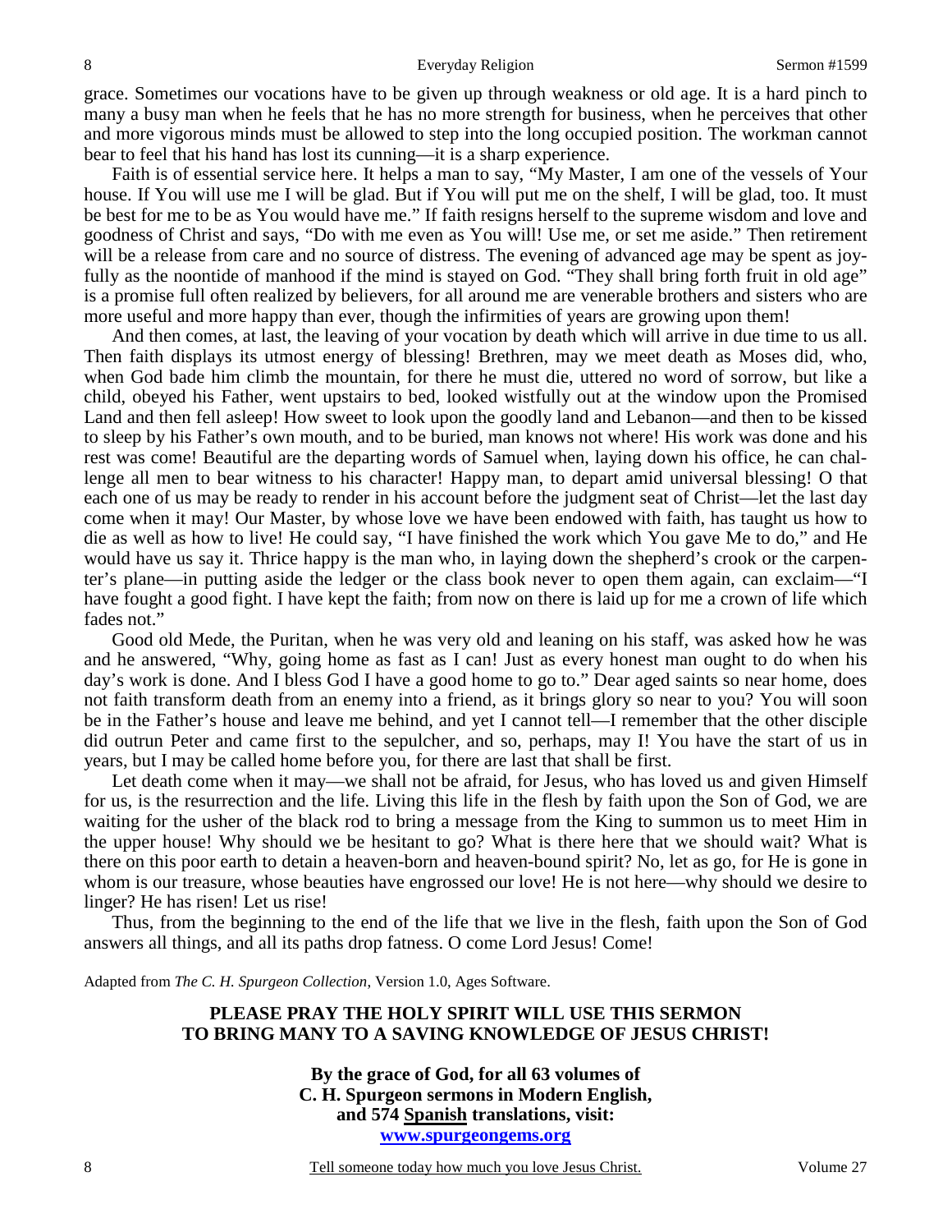grace. Sometimes our vocations have to be given up through weakness or old age. It is a hard pinch to many a busy man when he feels that he has no more strength for business, when he perceives that other and more vigorous minds must be allowed to step into the long occupied position. The workman cannot bear to feel that his hand has lost its cunning—it is a sharp experience.

Faith is of essential service here. It helps a man to say, "My Master, I am one of the vessels of Your house. If You will use me I will be glad. But if You will put me on the shelf, I will be glad, too. It must be best for me to be as You would have me." If faith resigns herself to the supreme wisdom and love and goodness of Christ and says, "Do with me even as You will! Use me, or set me aside." Then retirement will be a release from care and no source of distress. The evening of advanced age may be spent as joyfully as the noontide of manhood if the mind is stayed on God. "They shall bring forth fruit in old age" is a promise full often realized by believers, for all around me are venerable brothers and sisters who are more useful and more happy than ever, though the infirmities of years are growing upon them!

And then comes, at last, the leaving of your vocation by death which will arrive in due time to us all. Then faith displays its utmost energy of blessing! Brethren, may we meet death as Moses did, who, when God bade him climb the mountain, for there he must die, uttered no word of sorrow, but like a child, obeyed his Father, went upstairs to bed, looked wistfully out at the window upon the Promised Land and then fell asleep! How sweet to look upon the goodly land and Lebanon—and then to be kissed to sleep by his Father's own mouth, and to be buried, man knows not where! His work was done and his rest was come! Beautiful are the departing words of Samuel when, laying down his office, he can challenge all men to bear witness to his character! Happy man, to depart amid universal blessing! O that each one of us may be ready to render in his account before the judgment seat of Christ—let the last day come when it may! Our Master, by whose love we have been endowed with faith, has taught us how to die as well as how to live! He could say, "I have finished the work which You gave Me to do," and He would have us say it. Thrice happy is the man who, in laying down the shepherd's crook or the carpenter's plane—in putting aside the ledger or the class book never to open them again, can exclaim—"I have fought a good fight. I have kept the faith; from now on there is laid up for me a crown of life which fades not."

Good old Mede, the Puritan, when he was very old and leaning on his staff, was asked how he was and he answered, "Why, going home as fast as I can! Just as every honest man ought to do when his day's work is done. And I bless God I have a good home to go to." Dear aged saints so near home, does not faith transform death from an enemy into a friend, as it brings glory so near to you? You will soon be in the Father's house and leave me behind, and yet I cannot tell—I remember that the other disciple did outrun Peter and came first to the sepulcher, and so, perhaps, may I! You have the start of us in years, but I may be called home before you, for there are last that shall be first.

Let death come when it may—we shall not be afraid, for Jesus, who has loved us and given Himself for us, is the resurrection and the life. Living this life in the flesh by faith upon the Son of God, we are waiting for the usher of the black rod to bring a message from the King to summon us to meet Him in the upper house! Why should we be hesitant to go? What is there here that we should wait? What is there on this poor earth to detain a heaven-born and heaven-bound spirit? No, let as go, for He is gone in whom is our treasure, whose beauties have engrossed our love! He is not here—why should we desire to linger? He has risen! Let us rise!

Thus, from the beginning to the end of the life that we live in the flesh, faith upon the Son of God answers all things, and all its paths drop fatness. O come Lord Jesus! Come!

Adapted from *The C. H. Spurgeon Collection*, Version 1.0, Ages Software.

**PLEASE PRAY THE HOLY SPIRIT WILL USE THIS SERMON TO BRING MANY TO A SAVING KNOWLEDGE OF JESUS CHRIST!**

**By the grace of God, for all 63 volumes of C. H. Spurgeon sermons in Modern English, and 574 Spanish translations, visit: www.spurgeongems.org**

Tell someone today how much you love Jesus Christ.